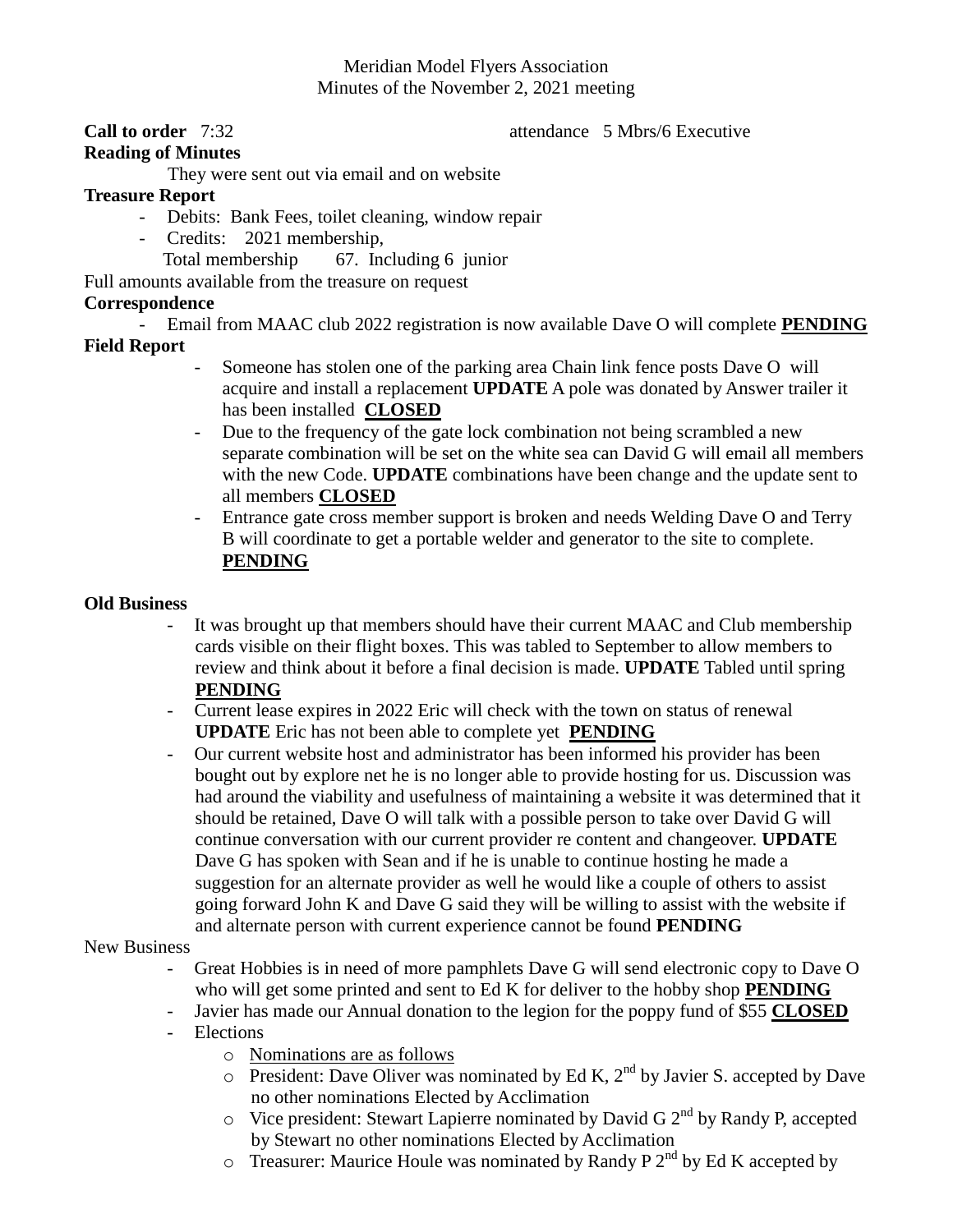Meridian Model Flyers Association
Minutes of the November 2, 2021 meeting

**Call to order** 7:32 attendance 5 Mbrs/6 Executive

**Reading of Minutes**

They were sent out via email and on website

**Treasure Report**

- Debits: Bank Fees, toilet cleaning, window repair
- Credits: 2021 membership,

  Total membership 67. Including 6 junior

Full amounts available from the treasure on request

**Correspondence**

- Email from MAAC club 2022 registration is now available Dave O will complete **PENDING**

**Field Report**

- Someone has stolen one of the parking area Chain link fence posts Dave O will acquire and install a replacement **UPDATE** A pole was donated by Answer trailer it has been installed **CLOSED**
- Due to the frequency of the gate lock combination not being scrambled a new separate combination will be set on the white sea can David G will email all members with the new Code. **UPDATE** combinations have been change and the update sent to all members **CLOSED**
- Entrance gate cross member support is broken and needs Welding Dave O and Terry B will coordinate to get a portable welder and generator to the site to complete. **PENDING**

**Old Business**

- It was brought up that members should have their current MAAC and Club membership cards visible on their flight boxes. This was tabled to September to allow members to review and think about it before a final decision is made. **UPDATE** Tabled until spring **PENDING**
- Current lease expires in 2022 Eric will check with the town on status of renewal **UPDATE** Eric has not been able to complete yet **PENDING**
- Our current website host and administrator has been informed his provider has been bought out by explore net he is no longer able to provide hosting for us. Discussion was had around the viability and usefulness of maintaining a website it was determined that it should be retained, Dave O will talk with a possible person to take over David G will continue conversation with our current provider re content and changeover. **UPDATE** Dave G has spoken with Sean and if he is unable to continue hosting he made a suggestion for an alternate provider as well he would like a couple of others to assist going forward John K and Dave G said they will be willing to assist with the website if and alternate person with current experience cannot be found **PENDING**

New Business

- Great Hobbies is in need of more pamphlets Dave G will send electronic copy to Dave O who will get some printed and sent to Ed K for deliver to the hobby shop **PENDING**
- Javier has made our Annual donation to the legion for the poppy fund of $55 **CLOSED**
- Elections
  - Nominations are as follows
  - President: Dave Oliver was nominated by Ed K, 2nd by Javier S. accepted by Dave no other nominations Elected by Acclimation
  - Vice president: Stewart Lapierre nominated by David G 2nd by Randy P, accepted by Stewart no other nominations Elected by Acclimation
  - Treasurer: Maurice Houle was nominated by Randy P 2nd by Ed K accepted by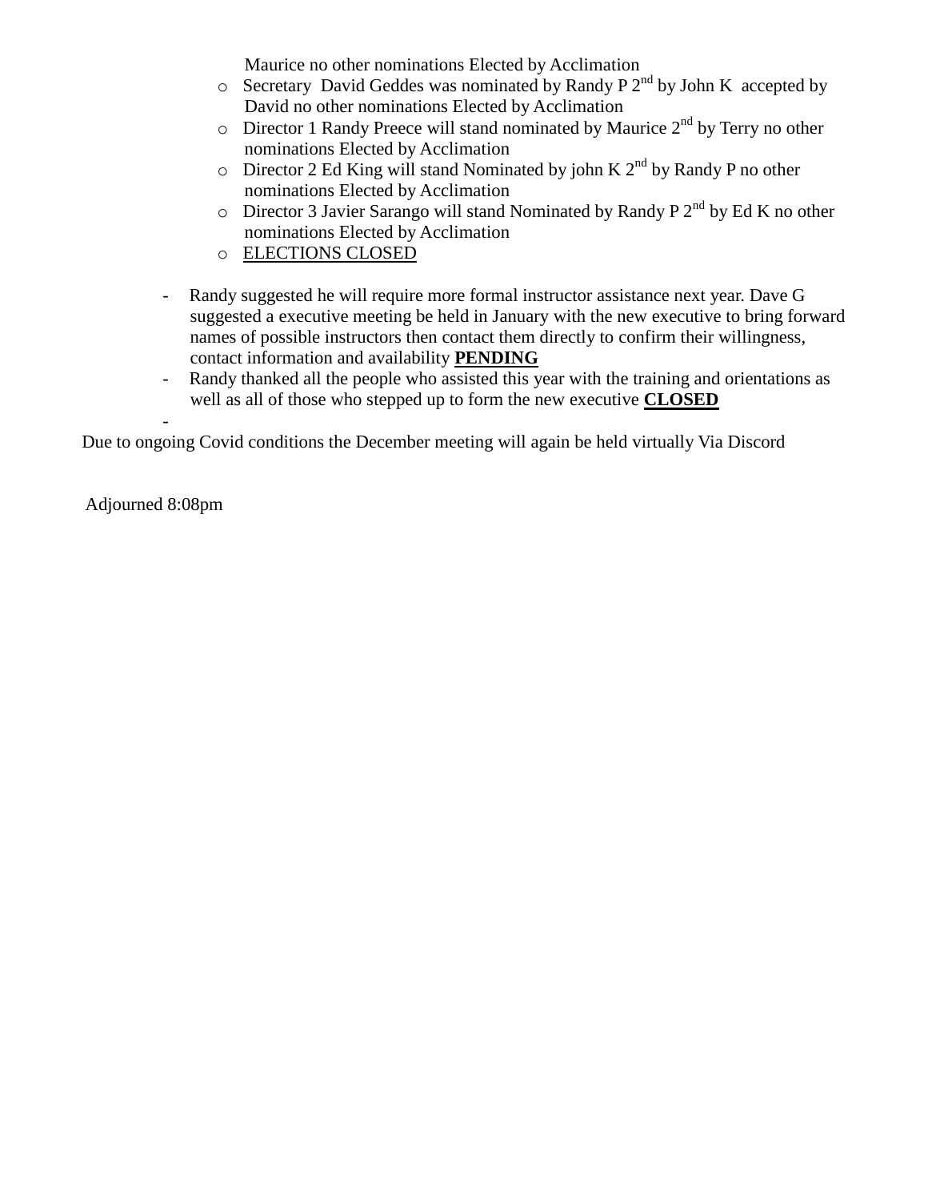Maurice no other nominations Elected by Acclimation

  - Secretary David Geddes was nominated by Randy P 2nd by John K accepted by David no other nominations Elected by Acclimation
  - Director 1 Randy Preece will stand nominated by Maurice 2nd by Terry no other nominations Elected by Acclimation
  - Director 2 Ed King will stand Nominated by john K 2nd by Randy P no other nominations Elected by Acclimation
  - Director 3 Javier Sarango will stand Nominated by Randy P 2nd by Ed K no other nominations Elected by Acclimation
  - <u>ELECTIONS CLOSED</u>

- Randy suggested he will require more formal instructor assistance next year. Dave G suggested a executive meeting be held in January with the new executive to bring forward names of possible instructors then contact them directly to confirm their willingness, contact information and availability **<u>PENDING</u>**
- Randy thanked all the people who assisted this year with the training and orientations as well as all of those who stepped up to form the new executive **<u>CLOSED</u>**
-

Due to ongoing Covid conditions the December meeting will again be held virtually Via Discord

Adjourned 8:08pm